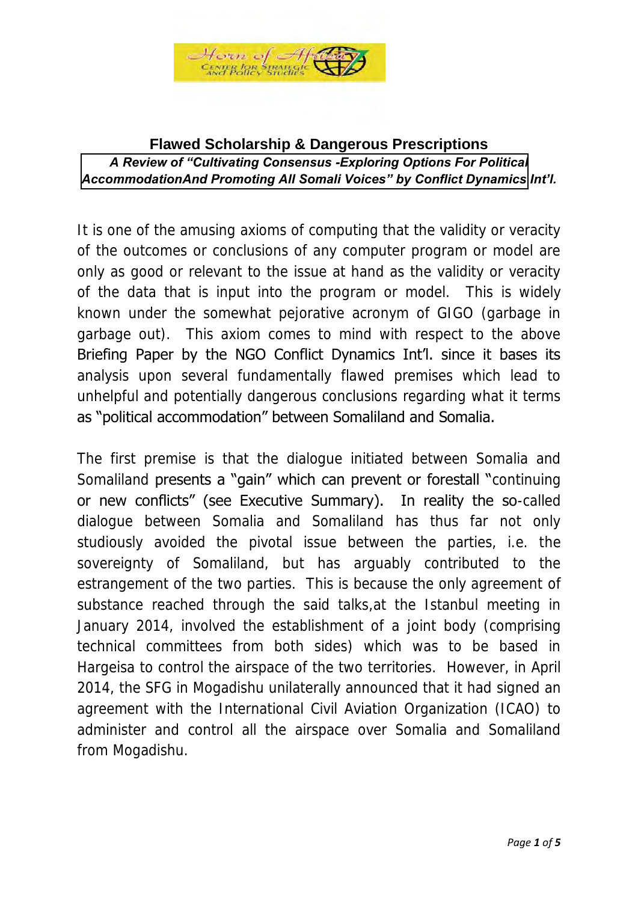# Flawed Scholarship & Dangerous Prescriptions

***A Review of "Cultivating Consensus -Exploring Options For Political AccommodationAnd Promoting All Somali Voices" by Conflict Dynamics Int'l.***

It is one of the amusing axioms of computing that the validity or veracity of the outcomes or conclusions of any computer program or model are only as good or relevant to the issue at hand as the validity or veracity of the data that is input into the program or model. This is widely known under the somewhat pejorative acronym of GIGO (garbage in garbage out). This axiom comes to mind with respect to the above Briefing Paper by the NGO Conflict Dynamics Int'l. since it bases its analysis upon several fundamentally flawed premises which lead to unhelpful and potentially dangerous conclusions regarding what it terms as "political accommodation" between Somaliland and Somalia.

The first premise is that the dialogue initiated between Somalia and Somaliland presents a "gain" which can prevent or forestall "continuing or new conflicts" (see Executive Summary). In reality the so-called dialogue between Somalia and Somaliland has thus far not only studiously avoided the pivotal issue between the parties, i.e. the sovereignty of Somaliland, but has arguably contributed to the estrangement of the two parties. This is because the only agreement of substance reached through the said talks,at the Istanbul meeting in January 2014, involved the establishment of a joint body (comprising technical committees from both sides) which was to be based in Hargeisa to control the airspace of the two territories. However, in April 2014, the SFG in Mogadishu unilaterally announced that it had signed an agreement with the International Civil Aviation Organization (ICAO) to administer and control all the airspace over Somalia and Somaliland from Mogadishu.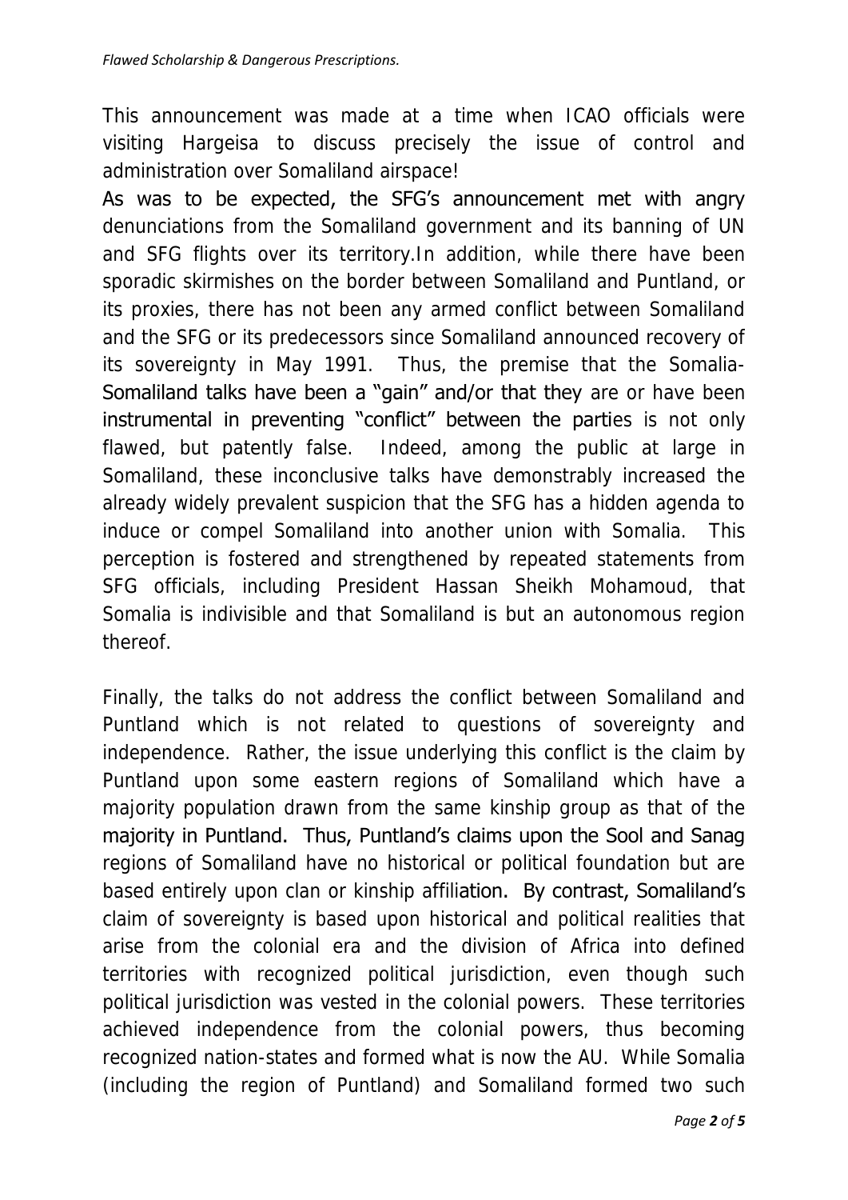This announcement was made at a time when ICAO officials were visiting Hargeisa to discuss precisely the issue of control and administration over Somaliland airspace!

As was to be expected, the SFG's announcement met with angry denunciations from the Somaliland government and its banning of UN and SFG flights over its territory.In addition, while there have been sporadic skirmishes on the border between Somaliland and Puntland, or its proxies, there has not been any armed conflict between Somaliland and the SFG or its predecessors since Somaliland announced recovery of its sovereignty in May 1991. Thus, the premise that the Somalia-Somaliland talks have been a "gain" and/or that they are or have been instrumental in preventing "conflict" between the parties is not only flawed, but patently false. Indeed, among the public at large in Somaliland, these inconclusive talks have demonstrably increased the already widely prevalent suspicion that the SFG has a hidden agenda to induce or compel Somaliland into another union with Somalia. This perception is fostered and strengthened by repeated statements from SFG officials, including President Hassan Sheikh Mohamoud, that Somalia is indivisible and that Somaliland is but an autonomous region thereof.

Finally, the talks do not address the conflict between Somaliland and Puntland which is not related to questions of sovereignty and independence. Rather, the issue underlying this conflict is the claim by Puntland upon some eastern regions of Somaliland which have a majority population drawn from the same kinship group as that of the majority in Puntland. Thus, Puntland's claims upon the Sool and Sanag regions of Somaliland have no historical or political foundation but are based entirely upon clan or kinship affiliation. By contrast, Somaliland's claim of sovereignty is based upon historical and political realities that arise from the colonial era and the division of Africa into defined territories with recognized political jurisdiction, even though such political jurisdiction was vested in the colonial powers. These territories achieved independence from the colonial powers, thus becoming recognized nation-states and formed what is now the AU. While Somalia (including the region of Puntland) and Somaliland formed two such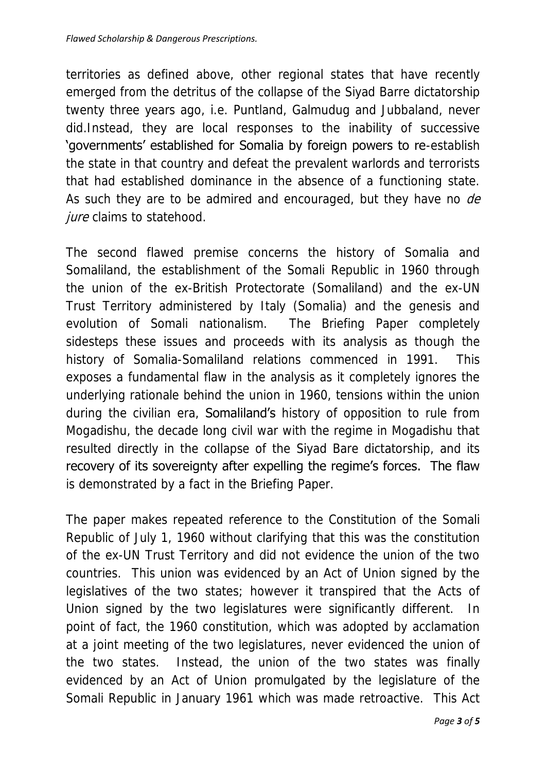territories as defined above, other regional states that have recently emerged from the detritus of the collapse of the Siyad Barre dictatorship twenty three years ago, i.e. Puntland, Galmudug and Jubbaland, never did.Instead, they are local responses to the inability of successive 'governments' established for Somalia by foreign powers to re-establish the state in that country and defeat the prevalent warlords and terrorists that had established dominance in the absence of a functioning state. As such they are to be admired and encouraged, but they have no *de jure* claims to statehood.

The second flawed premise concerns the history of Somalia and Somaliland, the establishment of the Somali Republic in 1960 through the union of the ex-British Protectorate (Somaliland) and the ex-UN Trust Territory administered by Italy (Somalia) and the genesis and evolution of Somali nationalism. The Briefing Paper completely sidesteps these issues and proceeds with its analysis as though the history of Somalia-Somaliland relations commenced in 1991. This exposes a fundamental flaw in the analysis as it completely ignores the underlying rationale behind the union in 1960, tensions within the union during the civilian era, Somaliland's history of opposition to rule from Mogadishu, the decade long civil war with the regime in Mogadishu that resulted directly in the collapse of the Siyad Bare dictatorship, and its recovery of its sovereignty after expelling the regime's forces. The flaw is demonstrated by a fact in the Briefing Paper.

The paper makes repeated reference to the Constitution of the Somali Republic of July 1, 1960 without clarifying that this was the constitution of the ex-UN Trust Territory and did not evidence the union of the two countries. This union was evidenced by an Act of Union signed by the legislatives of the two states; however it transpired that the Acts of Union signed by the two legislatures were significantly different. In point of fact, the 1960 constitution, which was adopted by acclamation at a joint meeting of the two legislatures, never evidenced the union of the two states. Instead, the union of the two states was finally evidenced by an Act of Union promulgated by the legislature of the Somali Republic in January 1961 which was made retroactive. This Act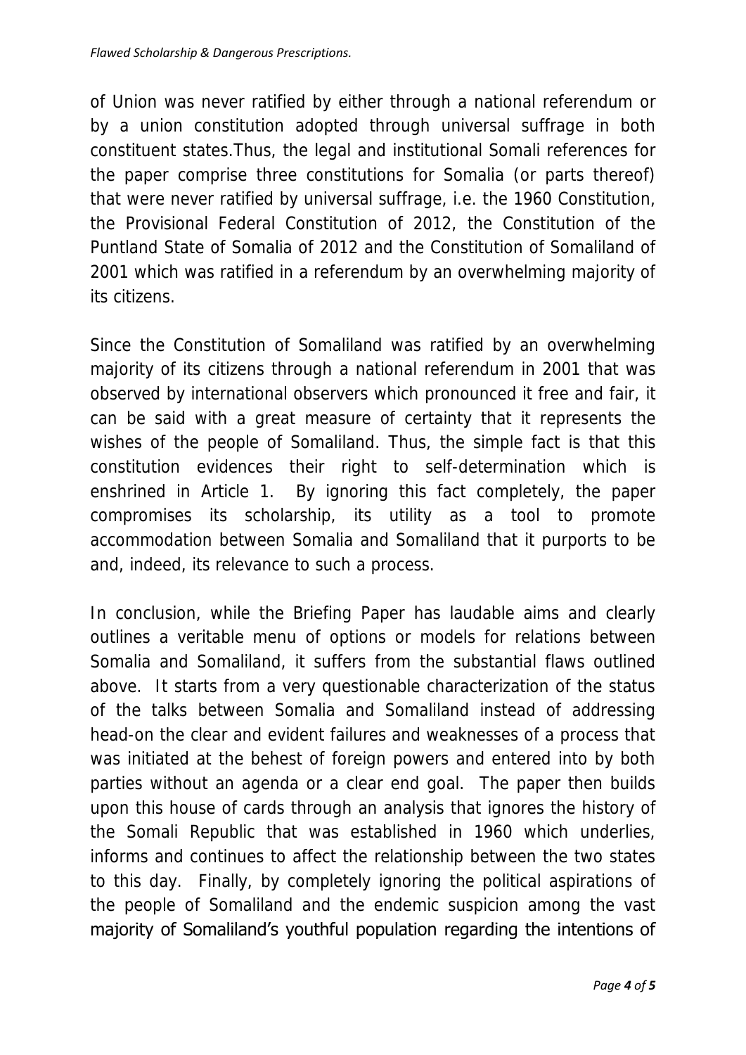of Union was never ratified by either through a national referendum or by a union constitution adopted through universal suffrage in both constituent states.Thus, the legal and institutional Somali references for the paper comprise three constitutions for Somalia (or parts thereof) that were never ratified by universal suffrage, i.e. the 1960 Constitution, the Provisional Federal Constitution of 2012, the Constitution of the Puntland State of Somalia of 2012 and the Constitution of Somaliland of 2001 which was ratified in a referendum by an overwhelming majority of its citizens.

Since the Constitution of Somaliland was ratified by an overwhelming majority of its citizens through a national referendum in 2001 that was observed by international observers which pronounced it free and fair, it can be said with a great measure of certainty that it represents the wishes of the people of Somaliland. Thus, the simple fact is that this constitution evidences their right to self-determination which is enshrined in Article 1. By ignoring this fact completely, the paper compromises its scholarship, its utility as a tool to promote accommodation between Somalia and Somaliland that it purports to be and, indeed, its relevance to such a process.

In conclusion, while the Briefing Paper has laudable aims and clearly outlines a veritable menu of options or models for relations between Somalia and Somaliland, it suffers from the substantial flaws outlined above. It starts from a very questionable characterization of the status of the talks between Somalia and Somaliland instead of addressing head-on the clear and evident failures and weaknesses of a process that was initiated at the behest of foreign powers and entered into by both parties without an agenda or a clear end goal. The paper then builds upon this house of cards through an analysis that ignores the history of the Somali Republic that was established in 1960 which underlies, informs and continues to affect the relationship between the two states to this day. Finally, by completely ignoring the political aspirations of the people of Somaliland and the endemic suspicion among the vast majority of Somaliland's youthful population regarding the intentions of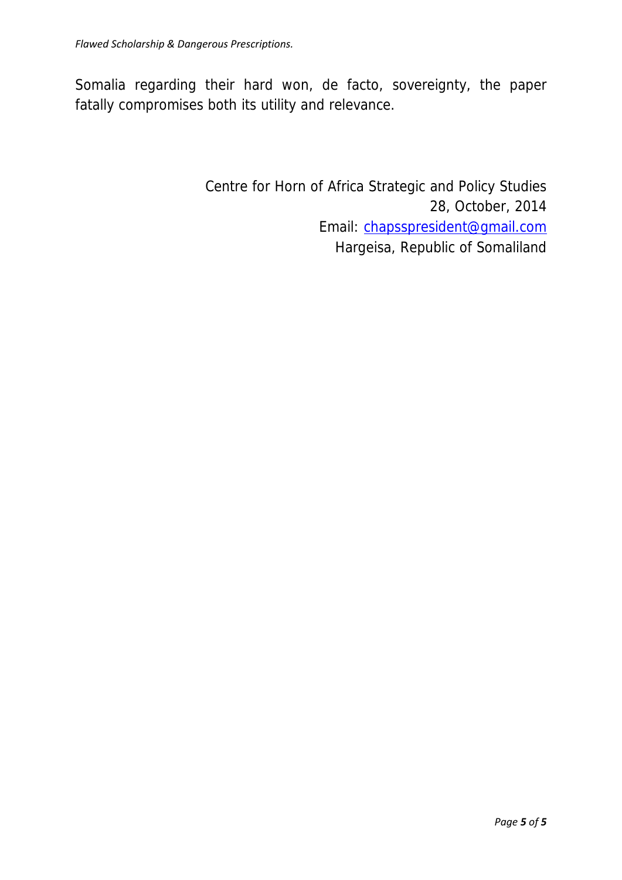Somalia regarding their hard won, de facto, sovereignty, the paper fatally compromises both its utility and relevance.

Centre for Horn of Africa Strategic and Policy Studies
28, October, 2014
Email: chapspresident@gmail.com
Hargeisa, Republic of Somaliland